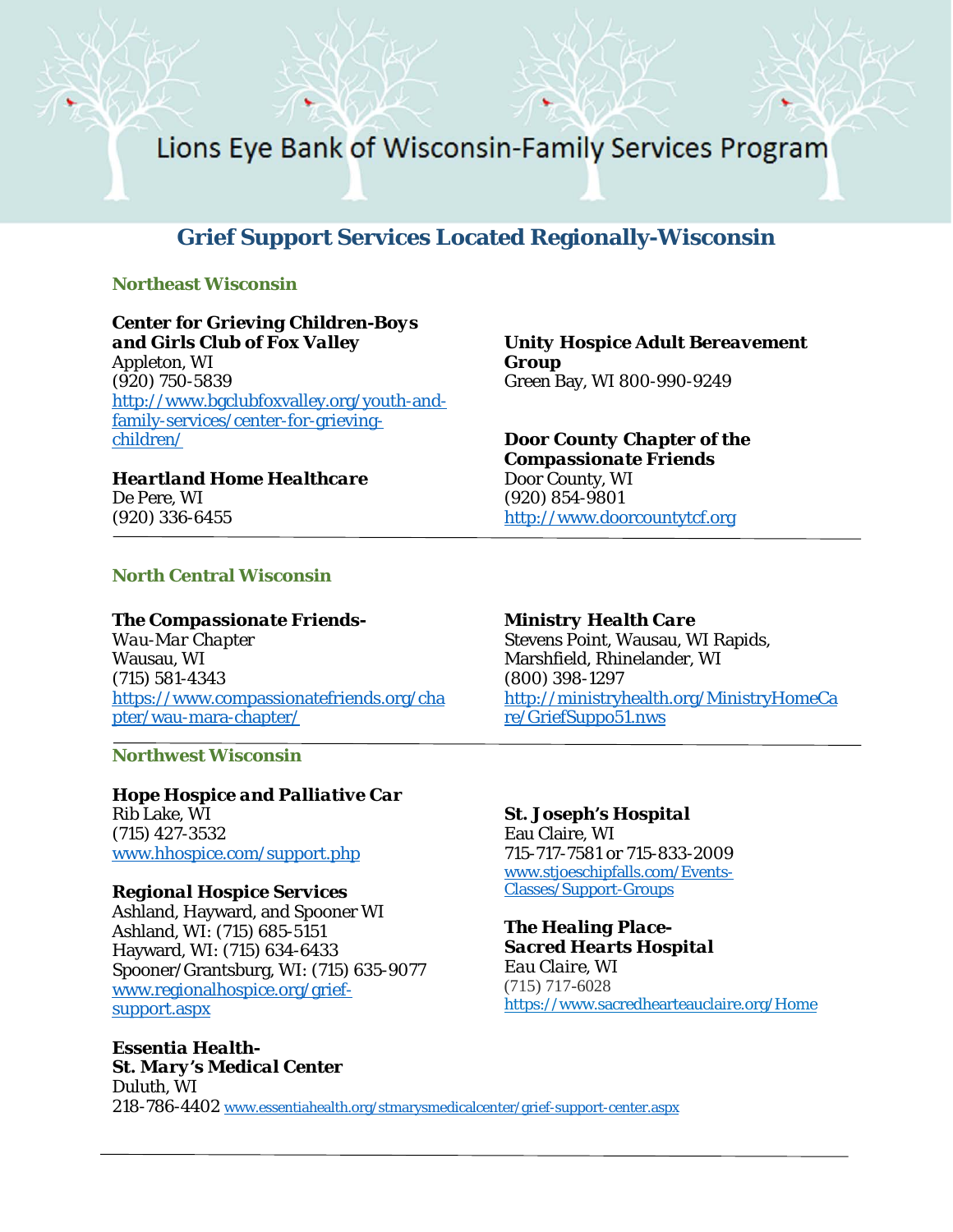# Lions Eye Bank of Wisconsin-Family Services Program

## Grief Support Services Located Regionally-Wisconsin

### Northeast Wisconsin

***Center for Grieving Children-Boys and Girls Club of Fox Valley***
Appleton, WI
(920) 750-5839
http://www.bgclubfoxvalley.org/youth-and-family-services/center-for-grieving-children/

***Heartland Home Healthcare***
De Pere, WI
(920) 336-6455

***Unity Hospice Adult Bereavement Group***
Green Bay, WI 800-990-9249

***Door County Chapter of the Compassionate Friends***
Door County, WI
(920) 854-9801
http://www.doorcountytcf.org

---

### North Central Wisconsin

***The Compassionate Friends-***
*Wau-Mar Chapter*
Wausau, WI
(715) 581-4343
https://www.compassionatefriends.org/chapter/wau-mara-chapter/

***Ministry Health Care***
Stevens Point, Wausau, WI Rapids, Marshfield, Rhinelander, WI
(800) 398-1297
http://ministryhealth.org/MinistryHomeCare/GriefSuppo51.nws

---

### Northwest Wisconsin

***Hope Hospice and Palliative Car***
Rib Lake, WI
(715) 427-3532
www.hhospice.com/support.php

***Regional Hospice Services***
Ashland, Hayward, and Spooner WI
Ashland, WI: (715) 685-5151
Hayward, WI: (715) 634-6433
Spooner/Grantsburg, WI: (715) 635-9077
www.regionalhospice.org/grief-support.aspx

***Essentia Health-***
***St. Mary's Medical Center***
Duluth, WI
218-786-4402 www.essentiahealth.org/stmarysmedicalcenter/grief-support-center.aspx

***St. Joseph's Hospital***
Eau Claire, WI
715-717-7581 or 715-833-2009
www.stjoeschipfalls.com/Events-Classes/Support-Groups

***The Healing Place-***
***Sacred Hearts Hospital***
Eau Claire, WI
(715) 717-6028
https://www.sacredhearteauclaire.org/Home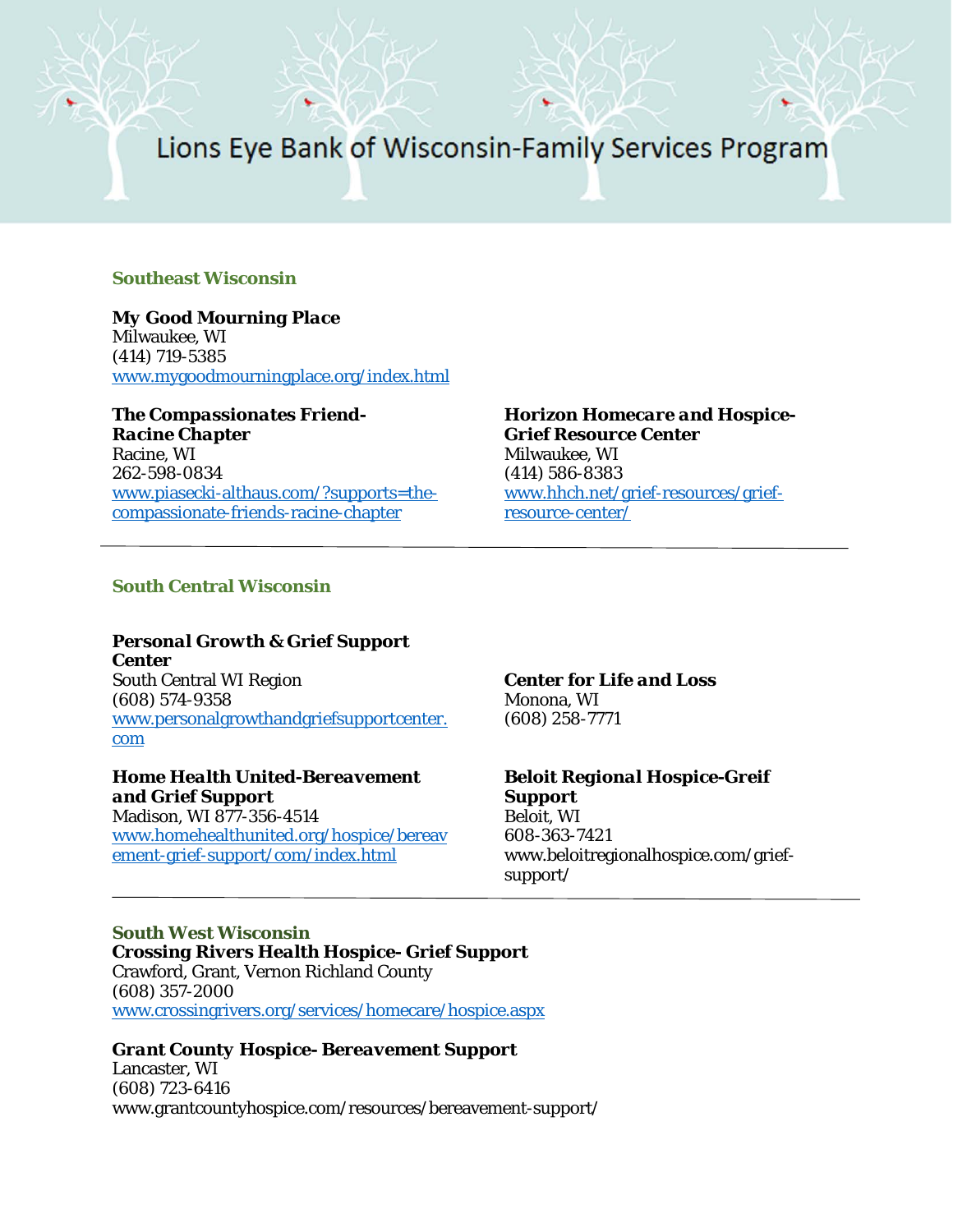# Lions Eye Bank of Wisconsin-Family Services Program

## Southeast Wisconsin

***My Good Mourning Place***
Milwaukee, WI
(414) 719-5385
www.mygoodmourningplace.org/index.html

***The Compassionates Friend-Racine Chapter***
Racine, WI
262-598-0834
www.piasecki-althaus.com/?supports=the-compassionate-friends-racine-chapter

***Horizon Homecare and Hospice-Grief Resource Center***
Milwaukee, WI
(414) 586-8383
www.hhch.net/grief-resources/grief-resource-center/

---

## South Central Wisconsin

***Personal Growth & Grief Support Center***
South Central WI Region
(608) 574-9358
www.personalgrowthandgriefsupportcenter.com

***Center for Life and Loss***
Monona, WI
(608) 258-7771

***Home Health United-Bereavement and Grief Support***
Madison, WI 877-356-4514
www.homehealthunited.org/hospice/bereavement-grief-support/com/index.html

***Beloit Regional Hospice-Greif Support***
Beloit, WI
608-363-7421
www.beloitregionalhospice.com/grief-support/

---

## South West Wisconsin

**Crossing Rivers Health Hospice- Grief Support**
Crawford, Grant, Vernon Richland County
(608) 357-2000
www.crossingrivers.org/services/homecare/hospice.aspx

***Grant County Hospice- Bereavement Support***
Lancaster, WI
(608) 723-6416
www.grantcountyhospice.com/resources/bereavement-support/